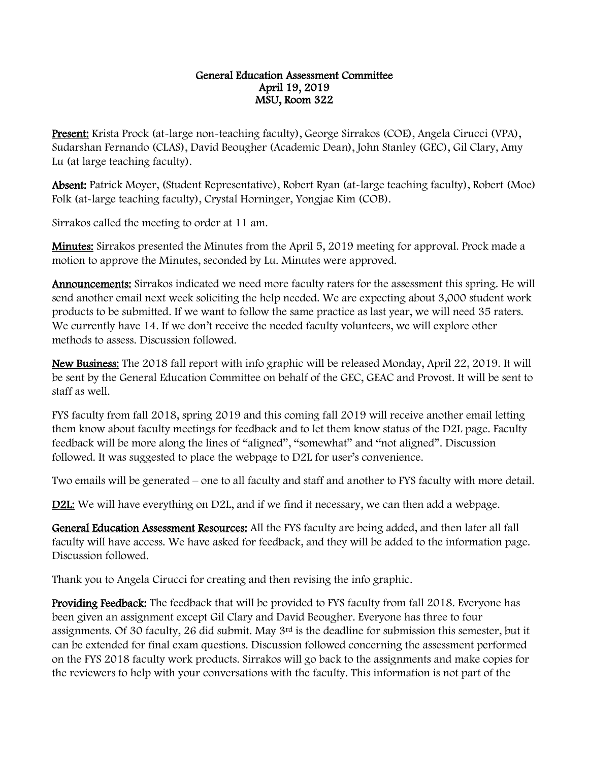**General Education Assessment Committee**
**April 19, 2019**
**MSU, Room 322**

**Present:** Krista Prock (at-large non-teaching faculty), George Sirrakos (COE), Angela Cirucci (VPA), Sudarshan Fernando (CLAS), David Beougher (Academic Dean), John Stanley (GEC), Gil Clary, Amy Lu (at large teaching faculty).

**Absent:** Patrick Moyer, (Student Representative), Robert Ryan (at-large teaching faculty), Robert (Moe) Folk (at-large teaching faculty), Crystal Horninger, Yongjae Kim (COB).

Sirrakos called the meeting to order at 11 am.

**Minutes:** Sirrakos presented the Minutes from the April 5, 2019 meeting for approval. Prock made a motion to approve the Minutes, seconded by Lu. Minutes were approved.

**Announcements:** Sirrakos indicated we need more faculty raters for the assessment this spring. He will send another email next week soliciting the help needed. We are expecting about 3,000 student work products to be submitted. If we want to follow the same practice as last year, we will need 35 raters. We currently have 14. If we don't receive the needed faculty volunteers, we will explore other methods to assess. Discussion followed.

**New Business:** The 2018 fall report with info graphic will be released Monday, April 22, 2019. It will be sent by the General Education Committee on behalf of the GEC, GEAC and Provost. It will be sent to staff as well.

FYS faculty from fall 2018, spring 2019 and this coming fall 2019 will receive another email letting them know about faculty meetings for feedback and to let them know status of the D2L page. Faculty feedback will be more along the lines of "aligned", "somewhat" and "not aligned". Discussion followed. It was suggested to place the webpage to D2L for user's convenience.

Two emails will be generated – one to all faculty and staff and another to FYS faculty with more detail.

**D2L:** We will have everything on D2L, and if we find it necessary, we can then add a webpage.

**General Education Assessment Resources:** All the FYS faculty are being added, and then later all fall faculty will have access. We have asked for feedback, and they will be added to the information page. Discussion followed.

Thank you to Angela Cirucci for creating and then revising the info graphic.

**Providing Feedback:** The feedback that will be provided to FYS faculty from fall 2018. Everyone has been given an assignment except Gil Clary and David Beougher. Everyone has three to four assignments. Of 30 faculty, 26 did submit. May 3rd is the deadline for submission this semester, but it can be extended for final exam questions. Discussion followed concerning the assessment performed on the FYS 2018 faculty work products. Sirrakos will go back to the assignments and make copies for the reviewers to help with your conversations with the faculty. This information is not part of the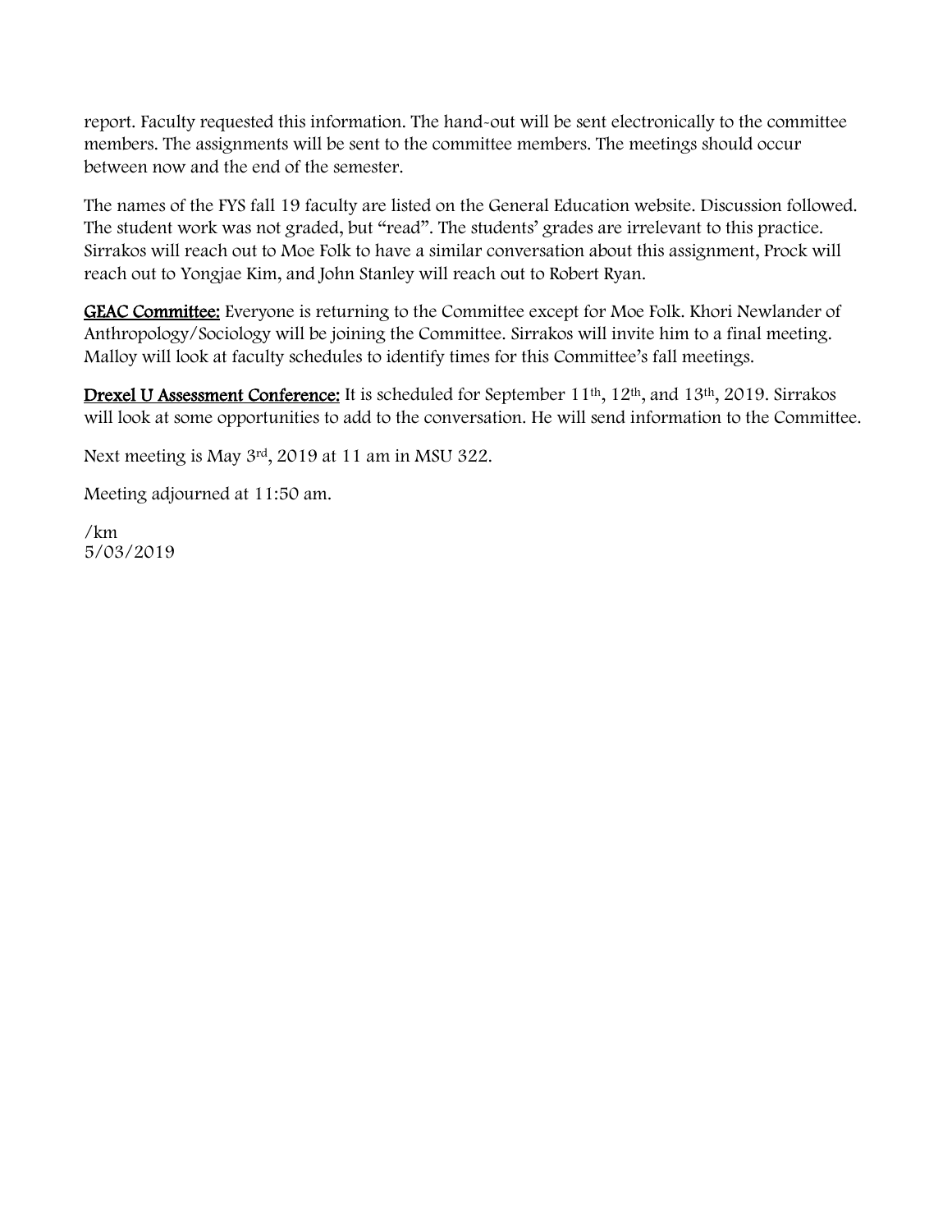report. Faculty requested this information. The hand-out will be sent electronically to the committee members. The assignments will be sent to the committee members. The meetings should occur between now and the end of the semester.

The names of the FYS fall 19 faculty are listed on the General Education website. Discussion followed. The student work was not graded, but "read". The students' grades are irrelevant to this practice. Sirrakos will reach out to Moe Folk to have a similar conversation about this assignment, Prock will reach out to Yongjae Kim, and John Stanley will reach out to Robert Ryan.

**GEAC Committee:** Everyone is returning to the Committee except for Moe Folk. Khori Newlander of Anthropology/Sociology will be joining the Committee. Sirrakos will invite him to a final meeting. Malloy will look at faculty schedules to identify times for this Committee's fall meetings.

**Drexel U Assessment Conference:** It is scheduled for September 11th, 12th, and 13th, 2019. Sirrakos will look at some opportunities to add to the conversation. He will send information to the Committee.

Next meeting is May 3rd, 2019 at 11 am in MSU 322.

Meeting adjourned at 11:50 am.

/km
5/03/2019